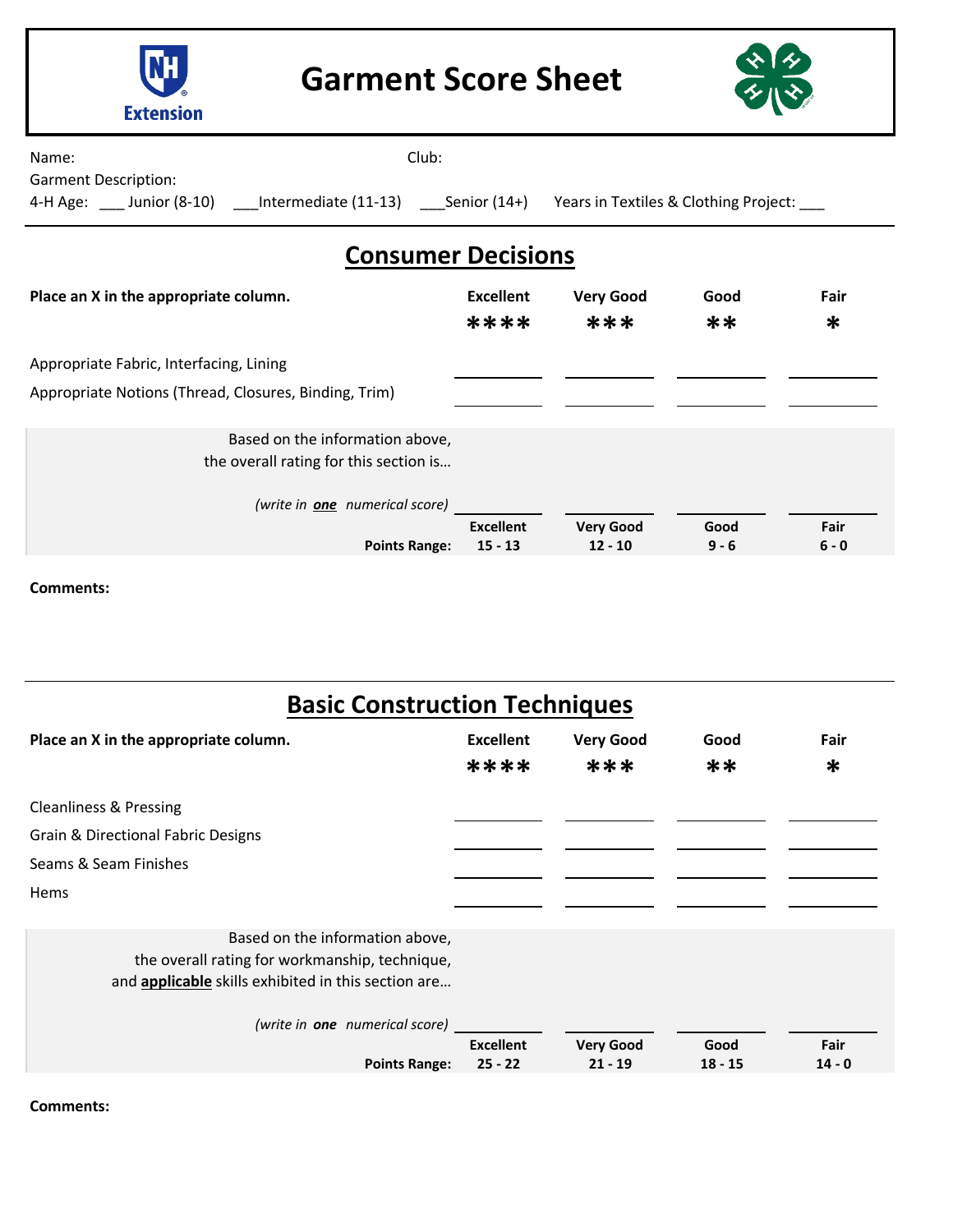# Garment Score Sheet

Name: Club:

Garment Description:

4-H Age: ___ Junior (8-10) ___Intermediate (11-13) ___Senior (14+) Years in Textiles & Clothing Project: ___

## Consumer Decisions

| **Place an X in the appropriate column.** | **Excellent** ✱✱✱✱ | **Very Good** ✱✱✱ | **Good** ✱✱ | **Fair** ✱ |
|---|---|---|---|---|
| Appropriate Fabric, Interfacing, Lining | ______ | ______ | ______ | ______ |
| Appropriate Notions (Thread, Closures, Binding, Trim) | ______ | ______ | ______ | ______ |

| Based on the information above, the overall rating for this section is… *(write in* ***one*** *numerical score)* | ______ | ______ | ______ | ______ |
|---|---|---|---|---|
| | **Excellent** | **Very Good** | **Good** | **Fair** |
| **Points Range:** | **15 - 13** | **12 - 10** | **9 - 6** | **6 - 0** |

**Comments:**

## Basic Construction Techniques

| **Place an X in the appropriate column.** | **Excellent** ✱✱✱✱ | **Very Good** ✱✱✱ | **Good** ✱✱ | **Fair** ✱ |
|---|---|---|---|---|
| Cleanliness & Pressing | ______ | ______ | ______ | ______ |
| Grain & Directional Fabric Designs | ______ | ______ | ______ | ______ |
| Seams & Seam Finishes | ______ | ______ | ______ | ______ |
| Hems | ______ | ______ | ______ | ______ |

| Based on the information above, the overall rating for workmanship, technique, and **applicable** skills exhibited in this section are… *(write in* ***one*** *numerical score)* | ______ | ______ | ______ | ______ |
|---|---|---|---|---|
| | **Excellent** | **Very Good** | **Good** | **Fair** |
| **Points Range:** | **25 - 22** | **21 - 19** | **18 - 15** | **14 - 0** |

**Comments:**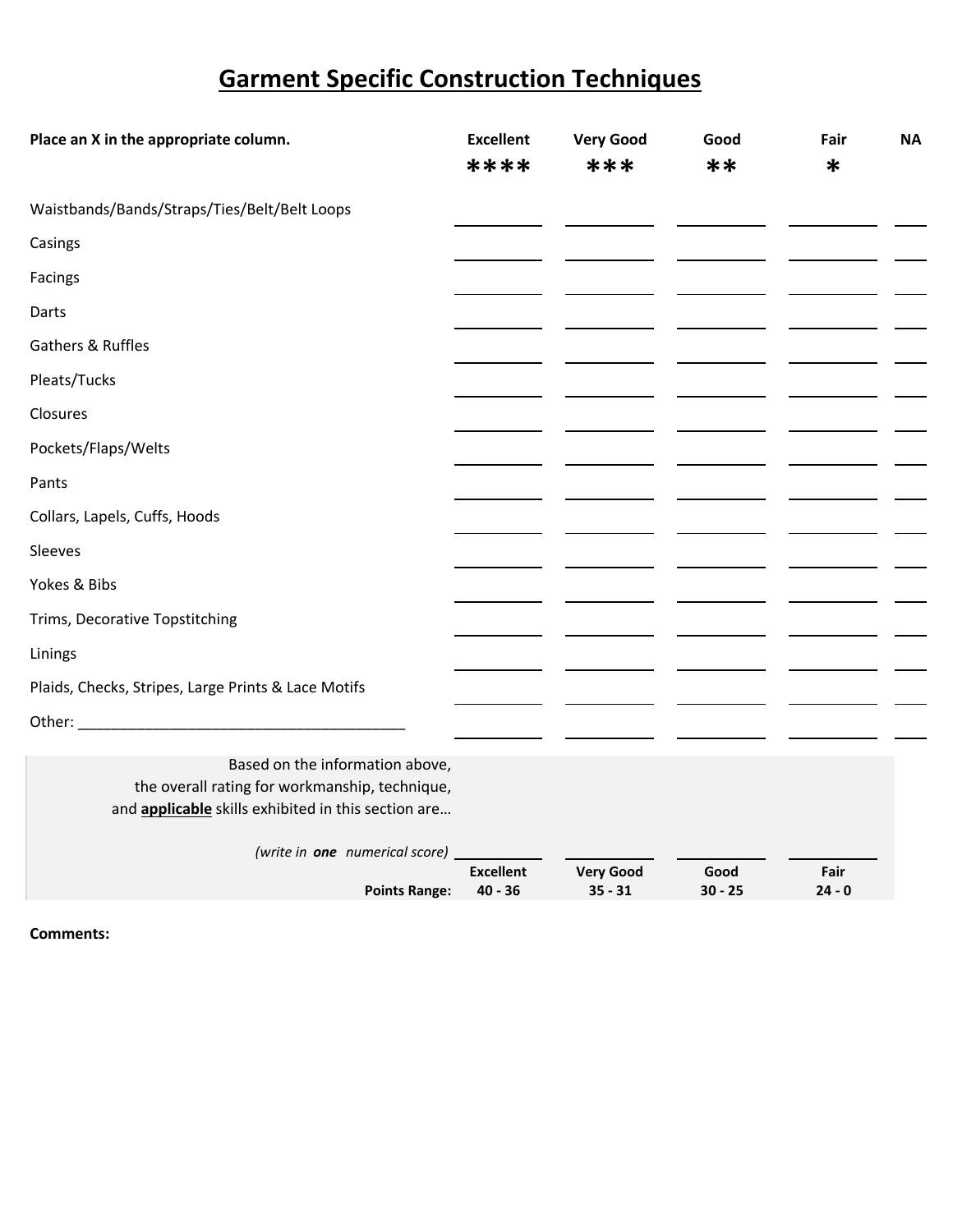# Garment Specific Construction Techniques

| **Place an X in the appropriate column.** | **Excellent** **** | **Very Good** *** | **Good** ** | **Fair** * | **NA** |
|---|---|---|---|---|---|
| Waistbands/Bands/Straps/Ties/Belt/Belt Loops | | | | | |
| Casings | | | | | |
| Facings | | | | | |
| Darts | | | | | |
| Gathers & Ruffles | | | | | |
| Pleats/Tucks | | | | | |
| Closures | | | | | |
| Pockets/Flaps/Welts | | | | | |
| Pants | | | | | |
| Collars, Lapels, Cuffs, Hoods | | | | | |
| Sleeves | | | | | |
| Yokes & Bibs | | | | | |
| Trims, Decorative Topstitching | | | | | |
| Linings | | | | | |
| Plaids, Checks, Stripes, Large Prints & Lace Motifs | | | | | |
| Other: ________________________________________ | | | | | |

Based on the information above,
the overall rating for workmanship, technique,
and **applicable** skills exhibited in this section are…

| *(write in **one** numerical score)* | | | | |
|---|---|---|---|---|
| | **Excellent** | **Very Good** | **Good** | **Fair** |
| **Points Range:** | **40 - 36** | **35 - 31** | **30 - 25** | **24 - 0** |

**Comments:**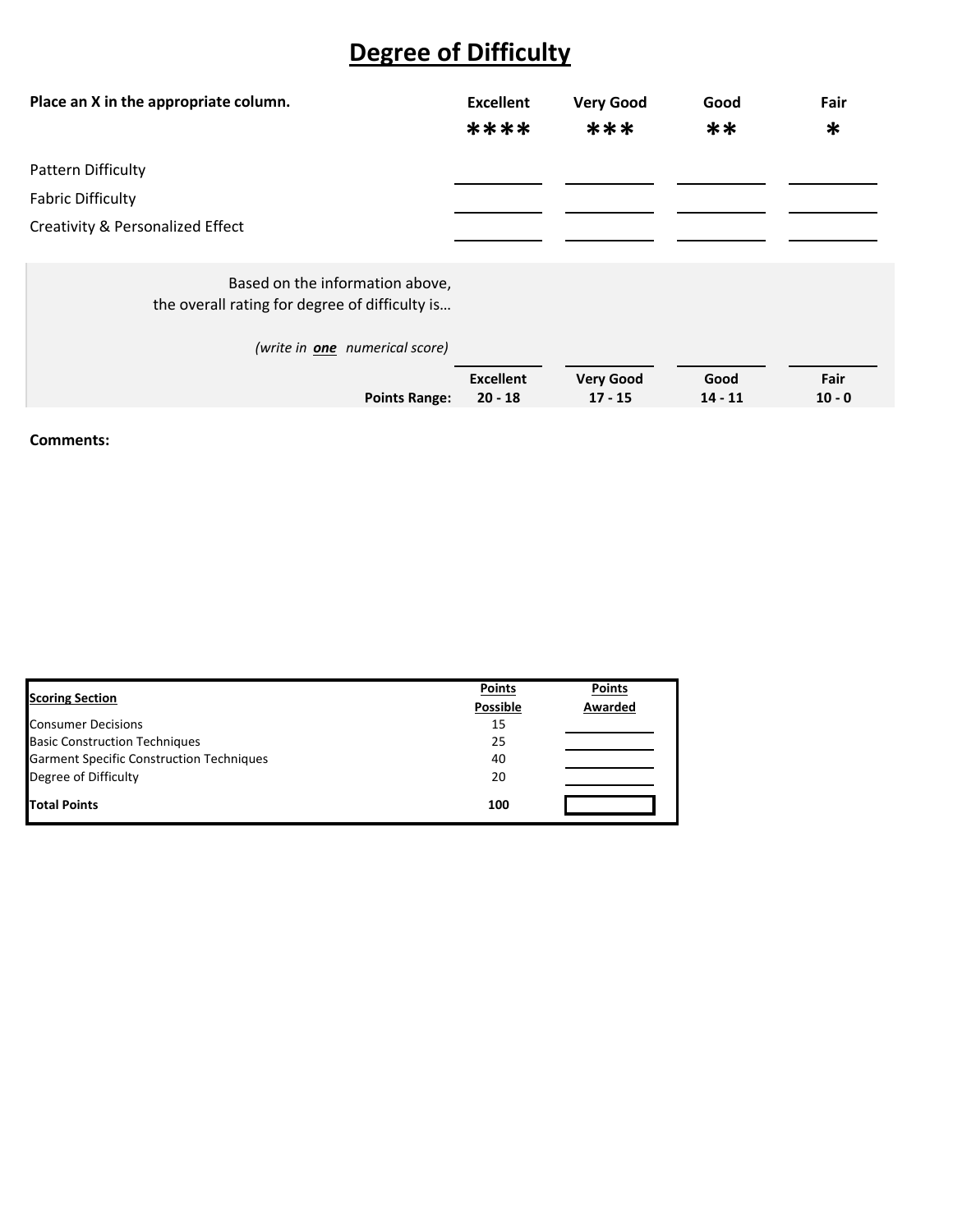# Degree of Difficulty

| Place an X in the appropriate column. | Excellent **** | Very Good *** | Good ** | Fair * |
|---|---|---|---|---|
| Pattern Difficulty | | | | |
| Fabric Difficulty | | | | |
| Creativity & Personalized Effect | | | | |

Based on the information above,
the overall rating for degree of difficulty is…

*(write in* ***one*** *numerical score)*

| | Excellent | Very Good | Good | Fair |
|---|---|---|---|---|
| **Points Range:** | **20 - 18** | **17 - 15** | **14 - 11** | **10 - 0** |

**Comments:**

| Scoring Section | Points Possible | Points Awarded |
|---|---|---|
| Consumer Decisions | 15 | |
| Basic Construction Techniques | 25 | |
| Garment Specific Construction Techniques | 40 | |
| Degree of Difficulty | 20 | |
| **Total Points** | **100** | |